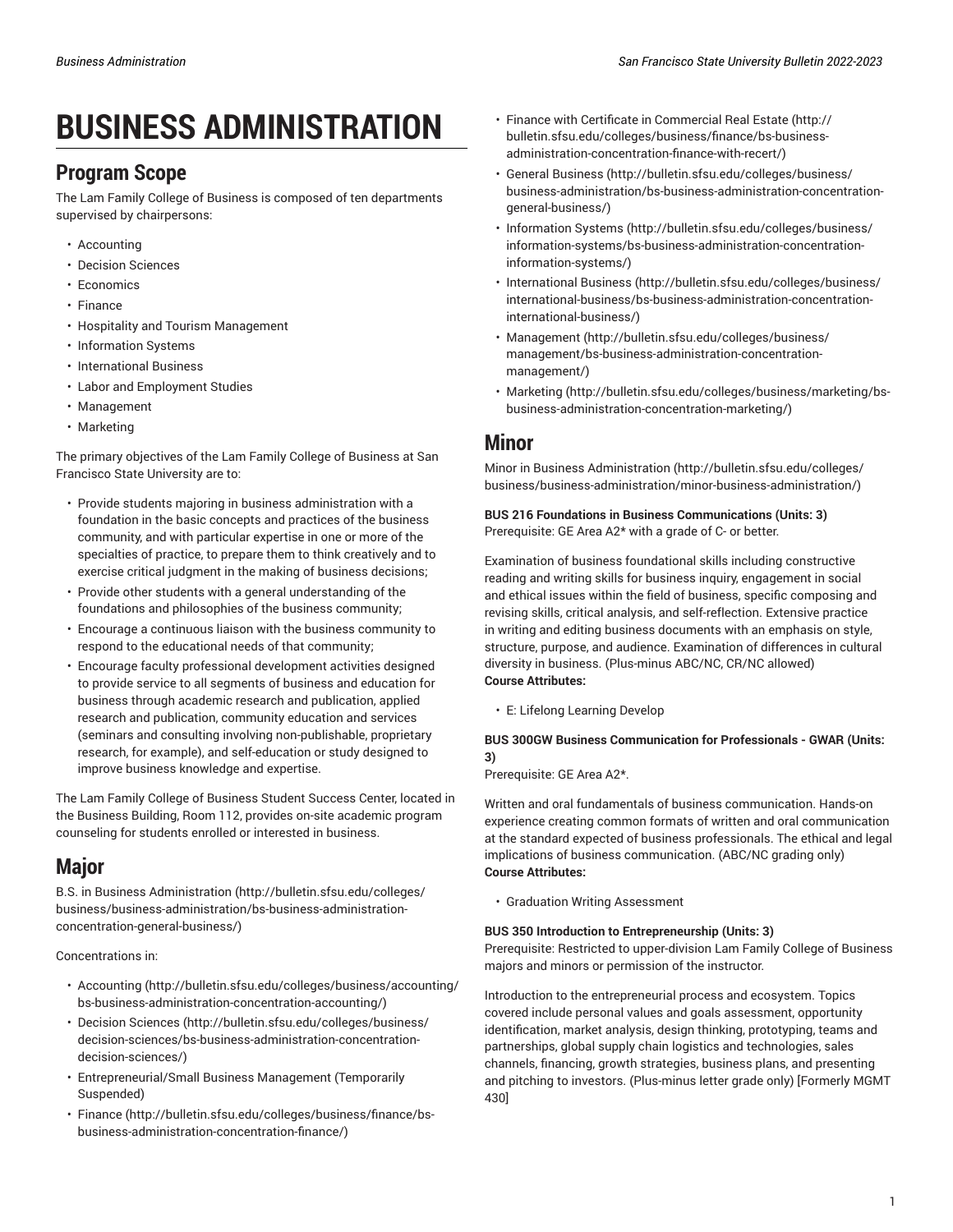# BUSINESS ADMINISTRATION

## Program Scope

The Lam Family College of Business is composed of ten departments supervised by chairpersons:

- Accounting
- Decision Sciences
- Economics
- Finance
- Hospitality and Tourism Management
- Information Systems
- International Business
- Labor and Employment Studies
- Management
- Marketing

The primary objectives of the Lam Family College of Business at San Francisco State University are to:

- Provide students majoring in business administration with a foundation in the basic concepts and practices of the business community, and with particular expertise in one or more of the specialties of practice, to prepare them to think creatively and to exercise critical judgment in the making of business decisions;
- Provide other students with a general understanding of the foundations and philosophies of the business community;
- Encourage a continuous liaison with the business community to respond to the educational needs of that community;
- Encourage faculty professional development activities designed to provide service to all segments of business and education for business through academic research and publication, applied research and publication, community education and services (seminars and consulting involving non-publishable, proprietary research, for example), and self-education or study designed to improve business knowledge and expertise.

The Lam Family College of Business Student Success Center, located in the Business Building, Room 112, provides on-site academic program counseling for students enrolled or interested in business.

## Major

B.S. in Business Administration (http://bulletin.sfsu.edu/colleges/business/business-administration/bs-business-administration-concentration-general-business/)

Concentrations in:

- Accounting (http://bulletin.sfsu.edu/colleges/business/accounting/bs-business-administration-concentration-accounting/)
- Decision Sciences (http://bulletin.sfsu.edu/colleges/business/decision-sciences/bs-business-administration-concentration-decision-sciences/)
- Entrepreneurial/Small Business Management (Temporarily Suspended)
- Finance (http://bulletin.sfsu.edu/colleges/business/finance/bs-business-administration-concentration-finance/)
- Finance with Certificate in Commercial Real Estate (http://bulletin.sfsu.edu/colleges/business/finance/bs-business-administration-concentration-finance-with-recert/)
- General Business (http://bulletin.sfsu.edu/colleges/business/business-administration/bs-business-administration-concentration-general-business/)
- Information Systems (http://bulletin.sfsu.edu/colleges/business/information-systems/bs-business-administration-concentration-information-systems/)
- International Business (http://bulletin.sfsu.edu/colleges/business/international-business/bs-business-administration-concentration-international-business/)
- Management (http://bulletin.sfsu.edu/colleges/business/management/bs-business-administration-concentration-management/)
- Marketing (http://bulletin.sfsu.edu/colleges/business/marketing/bs-business-administration-concentration-marketing/)

## Minor

Minor in Business Administration (http://bulletin.sfsu.edu/colleges/business/business-administration/minor-business-administration/)

**BUS 216 Foundations in Business Communications (Units: 3)**
Prerequisite: GE Area A2* with a grade of C- or better.

Examination of business foundational skills including constructive reading and writing skills for business inquiry, engagement in social and ethical issues within the field of business, specific composing and revising skills, critical analysis, and self-reflection. Extensive practice in writing and editing business documents with an emphasis on style, structure, purpose, and audience. Examination of differences in cultural diversity in business. (Plus-minus ABC/NC, CR/NC allowed)
**Course Attributes:**

- E: Lifelong Learning Develop

**BUS 300GW Business Communication for Professionals - GWAR (Units: 3)**
Prerequisite: GE Area A2*.

Written and oral fundamentals of business communication. Hands-on experience creating common formats of written and oral communication at the standard expected of business professionals. The ethical and legal implications of business communication. (ABC/NC grading only)
**Course Attributes:**

- Graduation Writing Assessment

**BUS 350 Introduction to Entrepreneurship (Units: 3)**
Prerequisite: Restricted to upper-division Lam Family College of Business majors and minors or permission of the instructor.

Introduction to the entrepreneurial process and ecosystem. Topics covered include personal values and goals assessment, opportunity identification, market analysis, design thinking, prototyping, teams and partnerships, global supply chain logistics and technologies, sales channels, financing, growth strategies, business plans, and presenting and pitching to investors. (Plus-minus letter grade only) [Formerly MGMT 430]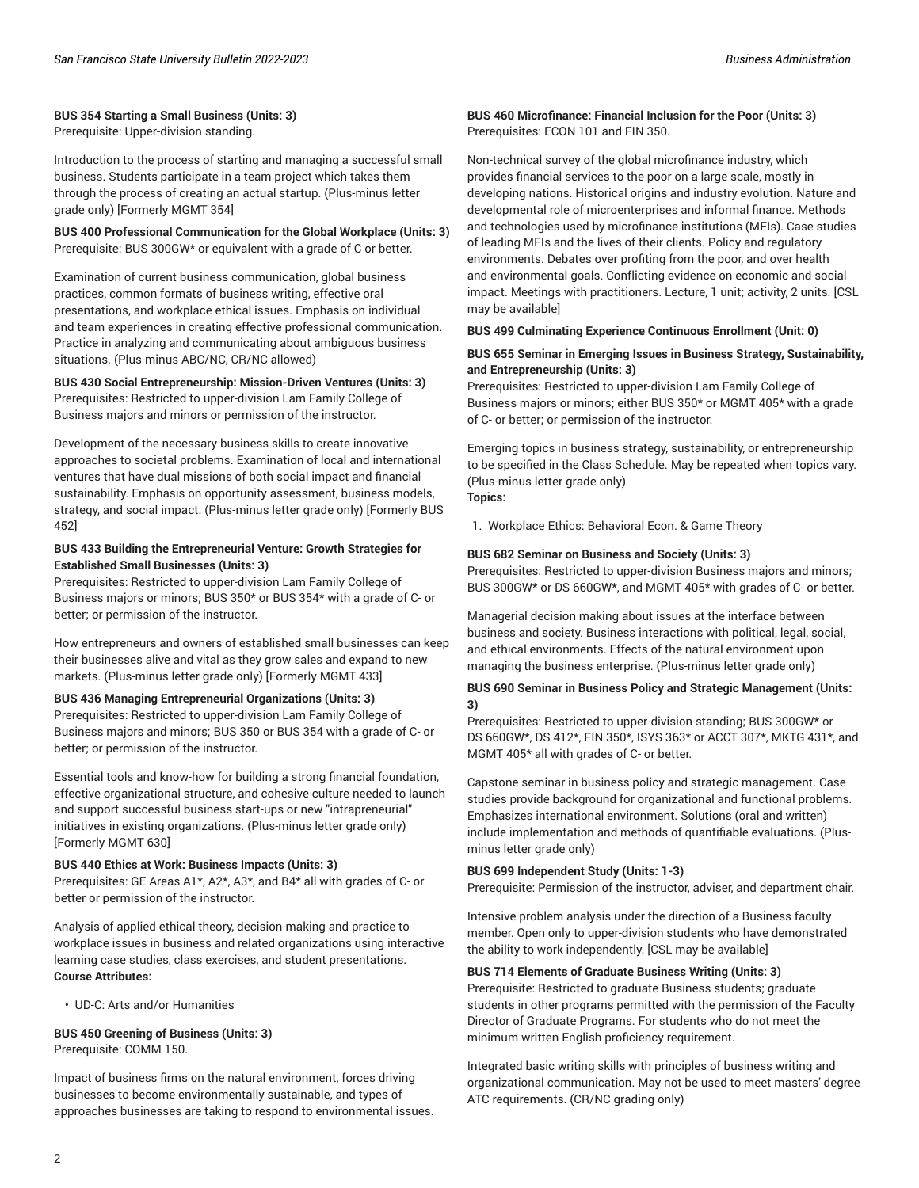**BUS 354 Starting a Small Business (Units: 3)**
Prerequisite: Upper-division standing.

Introduction to the process of starting and managing a successful small business. Students participate in a team project which takes them through the process of creating an actual startup. (Plus-minus letter grade only) [Formerly MGMT 354]

**BUS 400 Professional Communication for the Global Workplace (Units: 3)**
Prerequisite: BUS 300GW* or equivalent with a grade of C or better.

Examination of current business communication, global business practices, common formats of business writing, effective oral presentations, and workplace ethical issues. Emphasis on individual and team experiences in creating effective professional communication. Practice in analyzing and communicating about ambiguous business situations. (Plus-minus ABC/NC, CR/NC allowed)

**BUS 430 Social Entrepreneurship: Mission-Driven Ventures (Units: 3)**
Prerequisites: Restricted to upper-division Lam Family College of Business majors and minors or permission of the instructor.

Development of the necessary business skills to create innovative approaches to societal problems. Examination of local and international ventures that have dual missions of both social impact and financial sustainability. Emphasis on opportunity assessment, business models, strategy, and social impact. (Plus-minus letter grade only) [Formerly BUS 452]

**BUS 433 Building the Entrepreneurial Venture: Growth Strategies for Established Small Businesses (Units: 3)**
Prerequisites: Restricted to upper-division Lam Family College of Business majors or minors; BUS 350* or BUS 354* with a grade of C- or better; or permission of the instructor.

How entrepreneurs and owners of established small businesses can keep their businesses alive and vital as they grow sales and expand to new markets. (Plus-minus letter grade only) [Formerly MGMT 433]

**BUS 436 Managing Entrepreneurial Organizations (Units: 3)**
Prerequisites: Restricted to upper-division Lam Family College of Business majors and minors; BUS 350 or BUS 354 with a grade of C- or better; or permission of the instructor.

Essential tools and know-how for building a strong financial foundation, effective organizational structure, and cohesive culture needed to launch and support successful business start-ups or new "intrapreneurial" initiatives in existing organizations. (Plus-minus letter grade only) [Formerly MGMT 630]

**BUS 440 Ethics at Work: Business Impacts (Units: 3)**
Prerequisites: GE Areas A1*, A2*, A3*, and B4* all with grades of C- or better or permission of the instructor.

Analysis of applied ethical theory, decision-making and practice to workplace issues in business and related organizations using interactive learning case studies, class exercises, and student presentations.
**Course Attributes:**

- UD-C: Arts and/or Humanities

**BUS 450 Greening of Business (Units: 3)**
Prerequisite: COMM 150.

Impact of business firms on the natural environment, forces driving businesses to become environmentally sustainable, and types of approaches businesses are taking to respond to environmental issues.

**BUS 460 Microfinance: Financial Inclusion for the Poor (Units: 3)**
Prerequisites: ECON 101 and FIN 350.

Non-technical survey of the global microfinance industry, which provides financial services to the poor on a large scale, mostly in developing nations. Historical origins and industry evolution. Nature and developmental role of microenterprises and informal finance. Methods and technologies used by microfinance institutions (MFIs). Case studies of leading MFIs and the lives of their clients. Policy and regulatory environments. Debates over profiting from the poor, and over health and environmental goals. Conflicting evidence on economic and social impact. Meetings with practitioners. Lecture, 1 unit; activity, 2 units. [CSL may be available]

**BUS 499 Culminating Experience Continuous Enrollment (Unit: 0)**

**BUS 655 Seminar in Emerging Issues in Business Strategy, Sustainability, and Entrepreneurship (Units: 3)**
Prerequisites: Restricted to upper-division Lam Family College of Business majors or minors; either BUS 350* or MGMT 405* with a grade of C- or better; or permission of the instructor.

Emerging topics in business strategy, sustainability, or entrepreneurship to be specified in the Class Schedule. May be repeated when topics vary. (Plus-minus letter grade only)
**Topics:**

1. Workplace Ethics: Behavioral Econ. & Game Theory

**BUS 682 Seminar on Business and Society (Units: 3)**
Prerequisites: Restricted to upper-division Business majors and minors; BUS 300GW* or DS 660GW*, and MGMT 405* with grades of C- or better.

Managerial decision making about issues at the interface between business and society. Business interactions with political, legal, social, and ethical environments. Effects of the natural environment upon managing the business enterprise. (Plus-minus letter grade only)

**BUS 690 Seminar in Business Policy and Strategic Management (Units: 3)**
Prerequisites: Restricted to upper-division standing; BUS 300GW* or DS 660GW*, DS 412*, FIN 350*, ISYS 363* or ACCT 307*, MKTG 431*, and MGMT 405* all with grades of C- or better.

Capstone seminar in business policy and strategic management. Case studies provide background for organizational and functional problems. Emphasizes international environment. Solutions (oral and written) include implementation and methods of quantifiable evaluations. (Plus-minus letter grade only)

**BUS 699 Independent Study (Units: 1-3)**
Prerequisite: Permission of the instructor, adviser, and department chair.

Intensive problem analysis under the direction of a Business faculty member. Open only to upper-division students who have demonstrated the ability to work independently. [CSL may be available]

**BUS 714 Elements of Graduate Business Writing (Units: 3)**
Prerequisite: Restricted to graduate Business students; graduate students in other programs permitted with the permission of the Faculty Director of Graduate Programs. For students who do not meet the minimum written English proficiency requirement.

Integrated basic writing skills with principles of business writing and organizational communication. May not be used to meet masters' degree ATC requirements. (CR/NC grading only)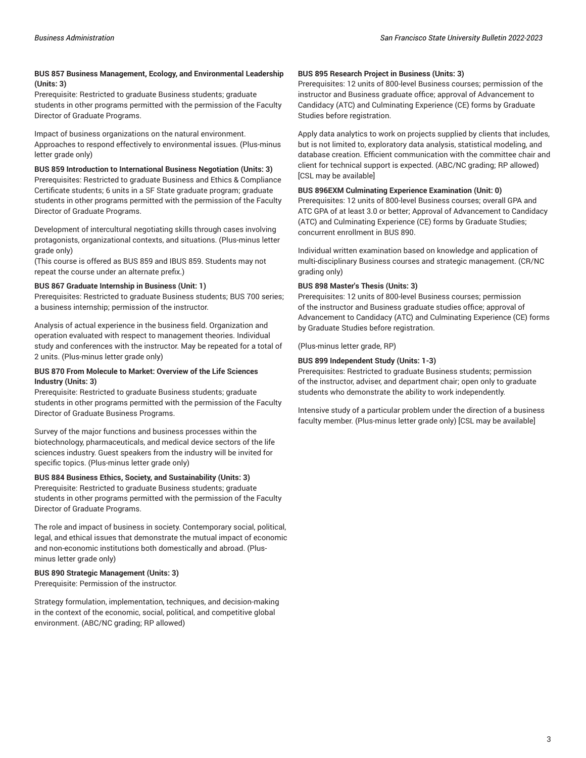**BUS 857 Business Management, Ecology, and Environmental Leadership (Units: 3)**
Prerequisite: Restricted to graduate Business students; graduate students in other programs permitted with the permission of the Faculty Director of Graduate Programs.

Impact of business organizations on the natural environment. Approaches to respond effectively to environmental issues. (Plus-minus letter grade only)

**BUS 859 Introduction to International Business Negotiation (Units: 3)**
Prerequisites: Restricted to graduate Business and Ethics & Compliance Certificate students; 6 units in a SF State graduate program; graduate students in other programs permitted with the permission of the Faculty Director of Graduate Programs.

Development of intercultural negotiating skills through cases involving protagonists, organizational contexts, and situations. (Plus-minus letter grade only)
(This course is offered as BUS 859 and IBUS 859. Students may not repeat the course under an alternate prefix.)

**BUS 867 Graduate Internship in Business (Unit: 1)**
Prerequisites: Restricted to graduate Business students; BUS 700 series; a business internship; permission of the instructor.

Analysis of actual experience in the business field. Organization and operation evaluated with respect to management theories. Individual study and conferences with the instructor. May be repeated for a total of 2 units. (Plus-minus letter grade only)

**BUS 870 From Molecule to Market: Overview of the Life Sciences Industry (Units: 3)**
Prerequisite: Restricted to graduate Business students; graduate students in other programs permitted with the permission of the Faculty Director of Graduate Business Programs.

Survey of the major functions and business processes within the biotechnology, pharmaceuticals, and medical device sectors of the life sciences industry. Guest speakers from the industry will be invited for specific topics. (Plus-minus letter grade only)

**BUS 884 Business Ethics, Society, and Sustainability (Units: 3)**
Prerequisite: Restricted to graduate Business students; graduate students in other programs permitted with the permission of the Faculty Director of Graduate Programs.

The role and impact of business in society. Contemporary social, political, legal, and ethical issues that demonstrate the mutual impact of economic and non-economic institutions both domestically and abroad. (Plus-minus letter grade only)

**BUS 890 Strategic Management (Units: 3)**
Prerequisite: Permission of the instructor.

Strategy formulation, implementation, techniques, and decision-making in the context of the economic, social, political, and competitive global environment. (ABC/NC grading; RP allowed)

**BUS 895 Research Project in Business (Units: 3)**
Prerequisites: 12 units of 800-level Business courses; permission of the instructor and Business graduate office; approval of Advancement to Candidacy (ATC) and Culminating Experience (CE) forms by Graduate Studies before registration.

Apply data analytics to work on projects supplied by clients that includes, but is not limited to, exploratory data analysis, statistical modeling, and database creation. Efficient communication with the committee chair and client for technical support is expected. (ABC/NC grading; RP allowed) [CSL may be available]

**BUS 896EXM Culminating Experience Examination (Unit: 0)**
Prerequisites: 12 units of 800-level Business courses; overall GPA and ATC GPA of at least 3.0 or better; Approval of Advancement to Candidacy (ATC) and Culminating Experience (CE) forms by Graduate Studies; concurrent enrollment in BUS 890.

Individual written examination based on knowledge and application of multi-disciplinary Business courses and strategic management. (CR/NC grading only)

**BUS 898 Master's Thesis (Units: 3)**
Prerequisites: 12 units of 800-level Business courses; permission of the instructor and Business graduate studies office; approval of Advancement to Candidacy (ATC) and Culminating Experience (CE) forms by Graduate Studies before registration.

(Plus-minus letter grade, RP)

**BUS 899 Independent Study (Units: 1-3)**
Prerequisites: Restricted to graduate Business students; permission of the instructor, adviser, and department chair; open only to graduate students who demonstrate the ability to work independently.

Intensive study of a particular problem under the direction of a business faculty member. (Plus-minus letter grade only) [CSL may be available]